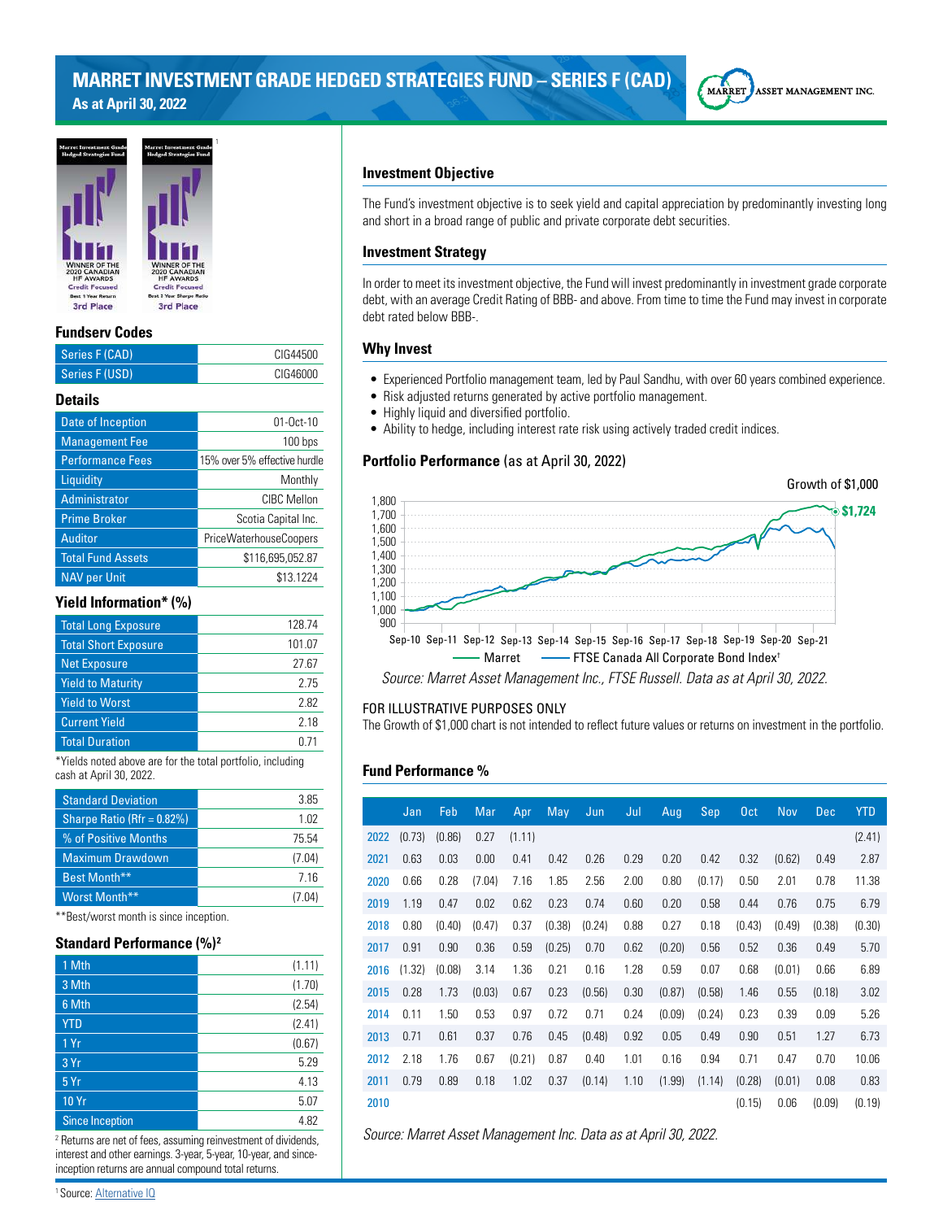# MARRET INVESTMENT GRADE HEDGED STRATEGIES FUND – SERIES F (CAD)

**As at April 30, 2022**

MARRET ASSET MANAGEMENT INC.

Marret Investment Grade Hedged Strategies Fund — WINNER OF THE 2020 CANADIAN HF AWARDS, Credit Focused, Best 1 Year Return, 3rd Place

Marret Investment Grade Hedged Strategies Fund — WINNER OF THE 2020 CANADIAN HF AWARDS, Credit Focused, Best 3 Year Sharpe Ratio, 3rd Place[1]

## Fundserv Codes

| | |
|---|---|
| Series F (CAD) | CIG44500 |
| Series F (USD) | CIG46000 |

## Details

| | |
|---|---|
| Date of Inception | 01-Oct-10 |
| Management Fee | 100 bps |
| Performance Fees | 15% over 5% effective hurdle |
| Liquidity | Monthly |
| Administrator | CIBC Mellon |
| Prime Broker | Scotia Capital Inc. |
| Auditor | PriceWaterhouseCoopers |
| Total Fund Assets | $116,695,052.87 |
| NAV per Unit | $13.1224 |

## Yield Information* (%)

| | |
|---|---|
| Total Long Exposure | 128.74 |
| Total Short Exposure | 101.07 |
| Net Exposure | 27.67 |
| Yield to Maturity | 2.75 |
| Yield to Worst | 2.82 |
| Current Yield | 2.18 |
| Total Duration | 0.71 |

*Yields noted above are for the total portfolio, including cash at April 30, 2022.

| | |
|---|---|
| Standard Deviation | 3.85 |
| Sharpe Ratio (Rfr = 0.82%) | 1.02 |
| % of Positive Months | 75.54 |
| Maximum Drawdown | (7.04) |
| Best Month** | 7.16 |
| Worst Month** | (7.04) |

**Best/worst month is since inception.

## Standard Performance (%)[2]

| | |
|---|---|
| 1 Mth | (1.11) |
| 3 Mth | (1.70) |
| 6 Mth | (2.54) |
| YTD | (2.41) |
| 1 Yr | (0.67) |
| 3 Yr | 5.29 |
| 5 Yr | 4.13 |
| 10 Yr | 5.07 |
| Since Inception | 4.82 |

[2] Returns are net of fees, assuming reinvestment of dividends, interest and other earnings. 3-year, 5-year, 10-year, and since-inception returns are annual compound total returns.

## Investment Objective

The Fund's investment objective is to seek yield and capital appreciation by predominantly investing long and short in a broad range of public and private corporate debt securities.

## Investment Strategy

In order to meet its investment objective, the Fund will invest predominantly in investment grade corporate debt, with an average Credit Rating of BBB- and above. From time to time the Fund may invest in corporate debt rated below BBB-.

## Why Invest

- Experienced Portfolio management team, led by Paul Sandhu, with over 60 years combined experience.
- Risk adjusted returns generated by active portfolio management.
- Highly liquid and diversified portfolio.
- Ability to hedge, including interest rate risk using actively traded credit indices.

## Portfolio Performance (as at April 30, 2022)

Growth of $1,000

$1,724

Marret — FTSE Canada All Corporate Bond Index†

*Source: Marret Asset Management Inc., FTSE Russell. Data as at April 30, 2022.*

FOR ILLUSTRATIVE PURPOSES ONLY

The Growth of $1,000 chart is not intended to reflect future values or returns on investment in the portfolio.

## Fund Performance %

| | Jan | Feb | Mar | Apr | May | Jun | Jul | Aug | Sep | Oct | Nov | Dec | YTD |
|---|---|---|---|---|---|---|---|---|---|---|---|---|---|
| 2022 | (0.73) | (0.86) | 0.27 | (1.11) | | | | | | | | | (2.41) |
| 2021 | 0.63 | 0.03 | 0.00 | 0.41 | 0.42 | 0.26 | 0.29 | 0.20 | 0.42 | 0.32 | (0.62) | 0.49 | 2.87 |
| 2020 | 0.66 | 0.28 | (7.04) | 7.16 | 1.85 | 2.56 | 2.00 | 0.80 | (0.17) | 0.50 | 2.01 | 0.78 | 11.38 |
| 2019 | 1.19 | 0.47 | 0.02 | 0.62 | 0.23 | 0.74 | 0.60 | 0.20 | 0.58 | 0.44 | 0.76 | 0.75 | 6.79 |
| 2018 | 0.80 | (0.40) | (0.47) | 0.37 | (0.38) | (0.24) | 0.88 | 0.27 | 0.18 | (0.43) | (0.49) | (0.38) | (0.30) |
| 2017 | 0.91 | 0.90 | 0.36 | 0.59 | (0.25) | 0.70 | 0.62 | (0.20) | 0.56 | 0.52 | 0.36 | 0.49 | 5.70 |
| 2016 | (1.32) | (0.08) | 3.14 | 1.36 | 0.21 | 0.16 | 1.28 | 0.59 | 0.07 | 0.68 | (0.01) | 0.66 | 6.89 |
| 2015 | 0.28 | 1.73 | (0.03) | 0.67 | 0.23 | (0.56) | 0.30 | (0.87) | (0.58) | 1.46 | 0.55 | (0.18) | 3.02 |
| 2014 | 0.11 | 1.50 | 0.53 | 0.97 | 0.72 | 0.71 | 0.24 | (0.09) | (0.24) | 0.23 | 0.39 | 0.09 | 5.26 |
| 2013 | 0.71 | 0.61 | 0.37 | 0.76 | 0.45 | (0.48) | 0.92 | 0.05 | 0.49 | 0.90 | 0.51 | 1.27 | 6.73 |
| 2012 | 2.18 | 1.76 | 0.67 | (0.21) | 0.87 | 0.40 | 1.01 | 0.16 | 0.94 | 0.71 | 0.47 | 0.70 | 10.06 |
| 2011 | 0.79 | 0.89 | 0.18 | 1.02 | 0.37 | (0.14) | 1.10 | (1.99) | (1.14) | (0.28) | (0.01) | 0.08 | 0.83 |
| 2010 | | | | | | | | | | (0.15) | 0.06 | (0.09) | (0.19) |

*Source: Marret Asset Management Inc. Data as at April 30, 2022.*

[1] Source: Alternative IQ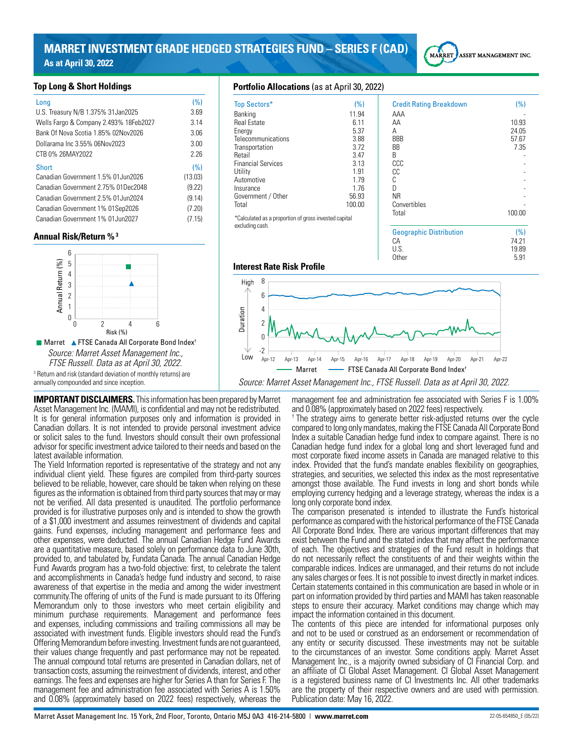# MARRET INVESTMENT GRADE HEDGED STRATEGIES FUND – SERIES F (CAD)

**As at April 30, 2022**

## Top Long & Short Holdings

| Long | (%) |
|---|---|
| U.S. Treasury N/B 1.375% 31Jan2025 | 3.69 |
| Wells Fargo & Company 2.493% 18Feb2027 | 3.14 |
| Bank Of Nova Scotia 1.85% 02Nov2026 | 3.06 |
| Dollarama Inc 3.55% 06Nov2023 | 3.00 |
| CTB 0% 26MAY2022 | 2.26 |

| Short | (%) |
|---|---|
| Canadian Government 1.5% 01Jun2026 | (13.03) |
| Canadian Government 2.75% 01Dec2048 | (9.22) |
| Canadian Government 2.5% 01Jun2024 | (9.14) |
| Canadian Government 1% 01Sep2026 | (7.20) |
| Canadian Government 1% 01Jun2027 | (7.15) |

## Annual Risk/Return % [3]

Annual Return (%)
6
5
4
3
2
1
0
0 2 4 6
Risk (%)

■ Marret ▲ FTSE Canada All Corporate Bond Index†

*Source: Marret Asset Management Inc., FTSE Russell. Data as at April 30, 2022.*

[3] Return and risk (standard deviation of monthly returns) are annually compounded and since inception.

## Portfolio Allocations (as at April 30, 2022)

| Top Sectors* | (%) |
|---|---|
| Banking | 11.94 |
| Real Estate | 6.11 |
| Energy | 5.37 |
| Telecommunications | 3.88 |
| Transportation | 3.72 |
| Retail | 3.47 |
| Financial Services | 3.13 |
| Utility | 1.91 |
| Automotive | 1.79 |
| Insurance | 1.76 |
| Government / Other | 56.93 |
| Total | 100.00 |

*Calculated as a proportion of gross invested capital excluding cash.

| Credit Rating Breakdown | (%) |
|---|---|
| AAA | - |
| AA | 10.93 |
| A | 24.05 |
| BBB | 57.67 |
| BB | 7.35 |
| B | - |
| CCC | - |
| CC | - |
| C | - |
| D | - |
| NR | - |
| Convertibles | - |
| Total | 100.00 |

| Geographic Distribution | (%) |
|---|---|
| CA | 74.21 |
| U.S. | 19.89 |
| Other | 5.91 |

## Interest Rate Risk Profile

High
Low
Duration
8
6
4
2
0
-2
Apr-12 Apr-13 Apr-14 Apr-15 Apr-16 Apr-17 Apr-18 Apr-19 Apr-20 Apr-21 Apr-22

Marret — FTSE Canada All Corporate Bond Index†

*Source: Marret Asset Management Inc., FTSE Russell. Data as at April 30, 2022.*

**IMPORTANT DISCLAIMERS.** This information has been prepared by Marret Asset Management Inc. (MAMI), is confidential and may not be redistributed. It is for general information purposes only and information is provided in Canadian dollars. It is not intended to provide personal investment advice or solicit sales to the fund. Investors should consult their own professional advisor for specific investment advice tailored to their needs and based on the latest available information.

The Yield Information reported is representative of the strategy and not any individual client yield. These figures are compiled from third-party sources believed to be reliable, however, care should be taken when relying on these figures as the information is obtained from third party sources that may or may not be verified. All data presented is unaudited. The portfolio performance provided is for illustrative purposes only and is intended to show the growth of a $1,000 investment and assumes reinvestment of dividends and capital gains. Fund expenses, including management and performance fees and other expenses, were deducted. The annual Canadian Hedge Fund Awards are a quantitative measure, based solely on performance data to June 30th, provided to, and tabulated by, Fundata Canada. The annual Canadian Hedge Fund Awards program has a two-fold objective: first, to celebrate the talent and accomplishments in Canada's hedge fund industry and second, to raise awareness of that expertise in the media and among the wider investment community.The offering of units of the Fund is made pursuant to its Offering Memorandum only to those investors who meet certain eligibility and minimum purchase requirements. Management and performance fees and expenses, including commissions and trailing commissions all may be associated with investment funds. Eligible investors should read the Fund's Offering Memorandum before investing. Investment funds are not guaranteed, their values change frequently and past performance may not be repeated. The annual compound total returns are presented in Canadian dollars, net of transaction costs, assuming the reinvestment of dividends, interest, and other earnings. The fees and expenses are higher for Series A than for Series F. The management fee and administration fee associated with Series A is 1.50% and 0.08% (approximately based on 2022 fees) respectively, whereas the management fee and administration fee associated with Series F is 1.00% and 0.08% (approximately based on 2022 fees) respectively.

† The strategy aims to generate better risk-adjusted returns over the cycle compared to long only mandates, making the FTSE Canada All Corporate Bond Index a suitable Canadian hedge fund index to compare against. There is no Canadian hedge fund index for a global long and short leveraged fund and most corporate fixed income assets in Canada are managed relative to this index. Provided that the fund's mandate enables flexibility on geographies, strategies, and securities, we selected this index as the most representative amongst those available. The Fund invests in long and short bonds while employing currency hedging and a leverage strategy, whereas the index is a long only corporate bond index.

The comparison presenated is intended to illustrate the Fund's historical performance as compared with the historical performance of the FTSE Canada All Corporate Bond Index. There are various important differences that may exist between the Fund and the stated index that may affect the performance of each. The objectives and strategies of the Fund result in holdings that do not necessarily reflect the constituents of and their weights within the comparable indices. Indices are unmanaged, and their returns do not include any sales charges or fees. It is not possible to invest directly in market indices. Certain statements contained in this communication are based in whole or in part on information provided by third parties and MAMI has taken reasonable steps to ensure their accuracy. Market conditions may change which may impact the information contained in this document.

The contents of this piece are intended for informational purposes only and not to be used or construed as an endorsement or recommendation of any entity or security discussed. These investments may not be suitable to the circumstances of an investor. Some conditions apply. Marret Asset Management Inc., is a majority owned subsidiary of CI Financial Corp. and an affiliate of CI Global Asset Management. CI Global Asset Management is a registered business name of CI Investments Inc. All other trademarks are the property of their respective owners and are used with permission. Publication date: May 16, 2022.

Marret Asset Management Inc. 15 York, 2nd Floor, Toronto, Ontario M5J 0A3 416-214-5800 | **www.marret.com** 22-05-654850_E (05/22)